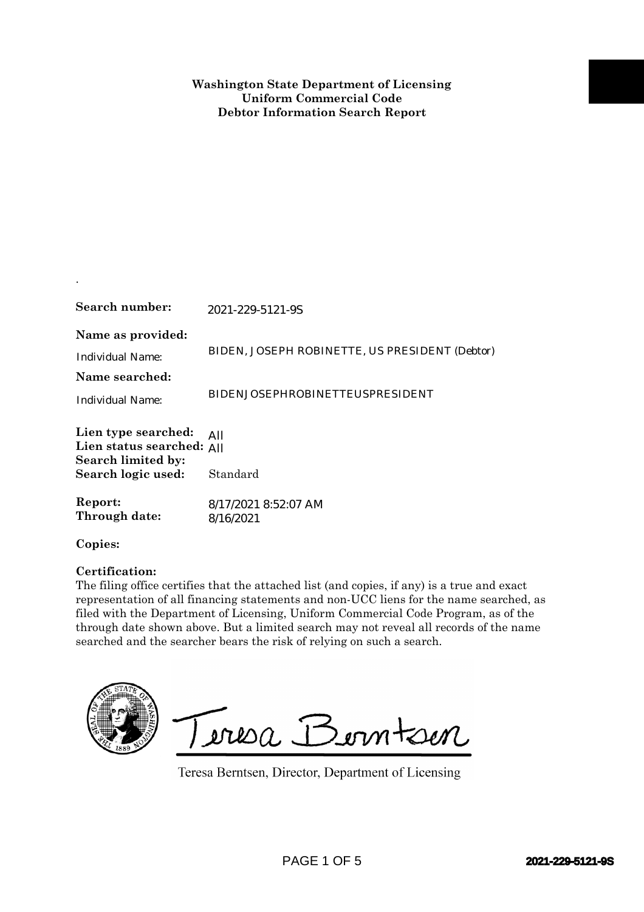**Washington State Department of Licensing**
**Uniform Commercial Code**
**Debtor Information Search Report**

.

**Search number:** 2021-229-5121-9S

**Name as provided:**

Individual Name: BIDEN, JOSEPH ROBINETTE, US PRESIDENT (Debtor)

**Name searched:**

Individual Name: BIDENJOSEPHROBINETTEUSPRESIDENT

**Lien type searched:** All
**Lien status searched:** All
**Search limited by:**
**Search logic used:** Standard

**Report:** 8/17/2021 8:52:07 AM
**Through date:** 8/16/2021

**Copies:**

**Certification:**
The filing office certifies that the attached list (and copies, if any) is a true and exact representation of all financing statements and non-UCC liens for the name searched, as filed with the Department of Licensing, Uniform Commercial Code Program, as of the through date shown above. But a limited search may not reveal all records of the name searched and the searcher bears the risk of relying on such a search.

Teresa Berntsen

Teresa Berntsen, Director, Department of Licensing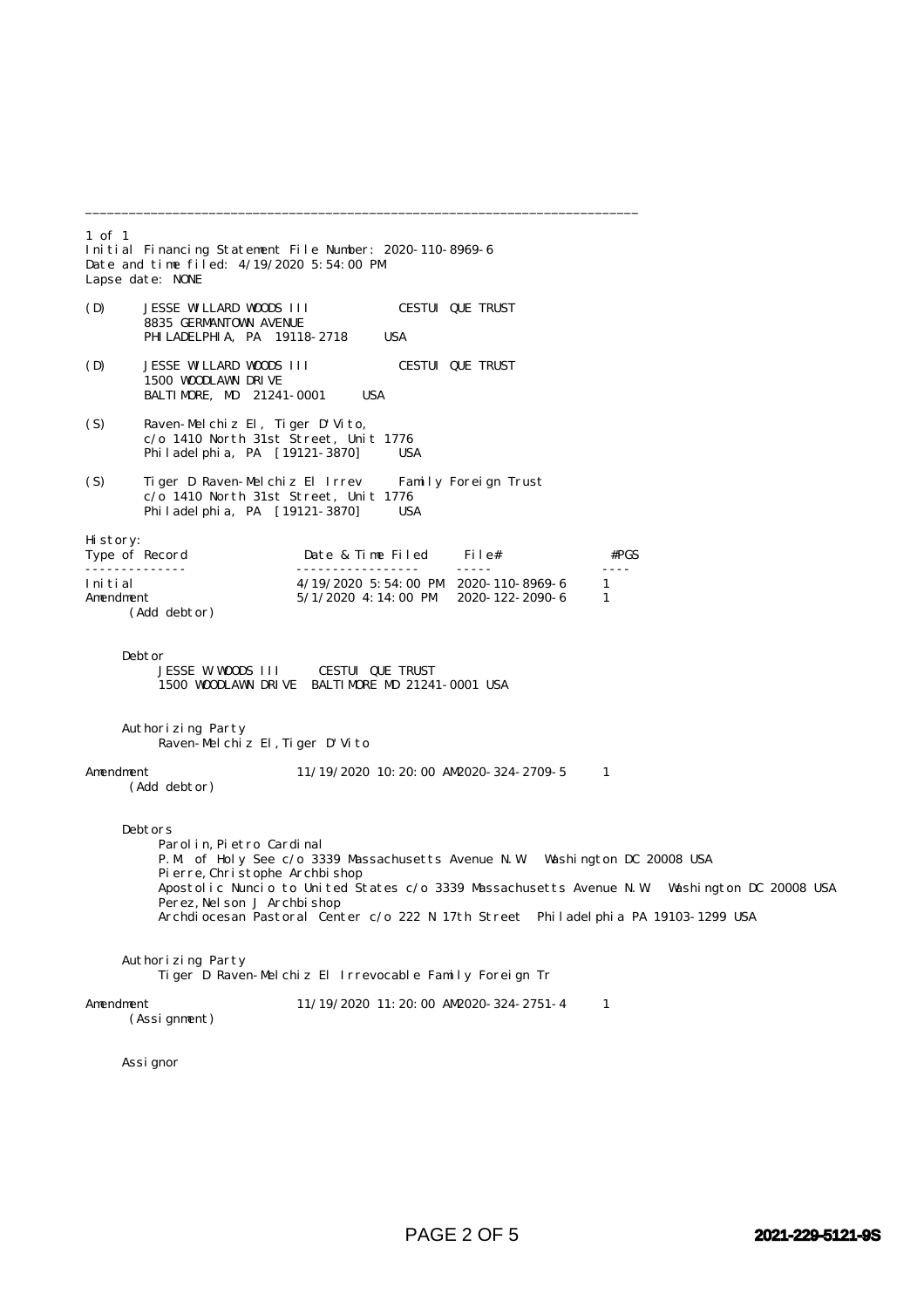---

1 of 1
Initial Financing Statement File Number: 2020-110-8969-6
Date and time filed: 4/19/2020 5:54:00 PM
Lapse date: NONE

(D) JESSE WILLARD WOODS III CESTUI QUE TRUST
8835 GERMANTOWN AVENUE
PHILADELPHIA, PA 19118-2718 USA

(D) JESSE WILLARD WOODS III CESTUI QUE TRUST
1500 WOODLAWN DRIVE
BALTIMORE, MD 21241-0001 USA

(S) Raven-Melchiz El, Tiger D'Vito,
c/o 1410 North 31st Street, Unit 1776
Philadelphia, PA [19121-3870] USA

(S) Tiger D Raven-Melchiz El Irrev Family Foreign Trust
c/o 1410 North 31st Street, Unit 1776
Philadelphia, PA [19121-3870] USA

History:

| Type of Record | Date & Time Filed | File# | #PGS |
|---|---|---|---|
| Initial | 4/19/2020 5:54:00 PM | 2020-110-8969-6 | 1 |
| Amendment | 5/1/2020 4:14:00 PM | 2020-122-2090-6 | 1 |

(Add debtor)

Debtor
JESSE W WOODS III CESTUI QUE TRUST
1500 WOODLAWN DRIVE BALTIMORE MD 21241-0001 USA

Authorizing Party
Raven-Melchiz El,Tiger D'Vito

| Type of Record | Date & Time Filed | File# | #PGS |
|---|---|---|---|
| Amendment | 11/19/2020 10:20:00 AM | 2020-324-2709-5 | 1 |

(Add debtor)

Debtors
Parolin,Pietro Cardinal
P.M. of Holy See c/o 3339 Massachusetts Avenue N.W. Washington DC 20008 USA
Pierre,Christophe Archbishop
Apostolic Nuncio to United States c/o 3339 Massachusetts Avenue N.W. Washington DC 20008 USA
Perez,Nelson J Archbishop
Archdiocesan Pastoral Center c/o 222 N 17th Street Philadelphia PA 19103-1299 USA

Authorizing Party
Tiger D Raven-Melchiz El Irrevocable Family Foreign Tr

| Type of Record | Date & Time Filed | File# | #PGS |
|---|---|---|---|
| Amendment | 11/19/2020 11:20:00 AM | 2020-324-2751-4 | 1 |

(Assignment)

Assignor

**2021-229-5121-9S**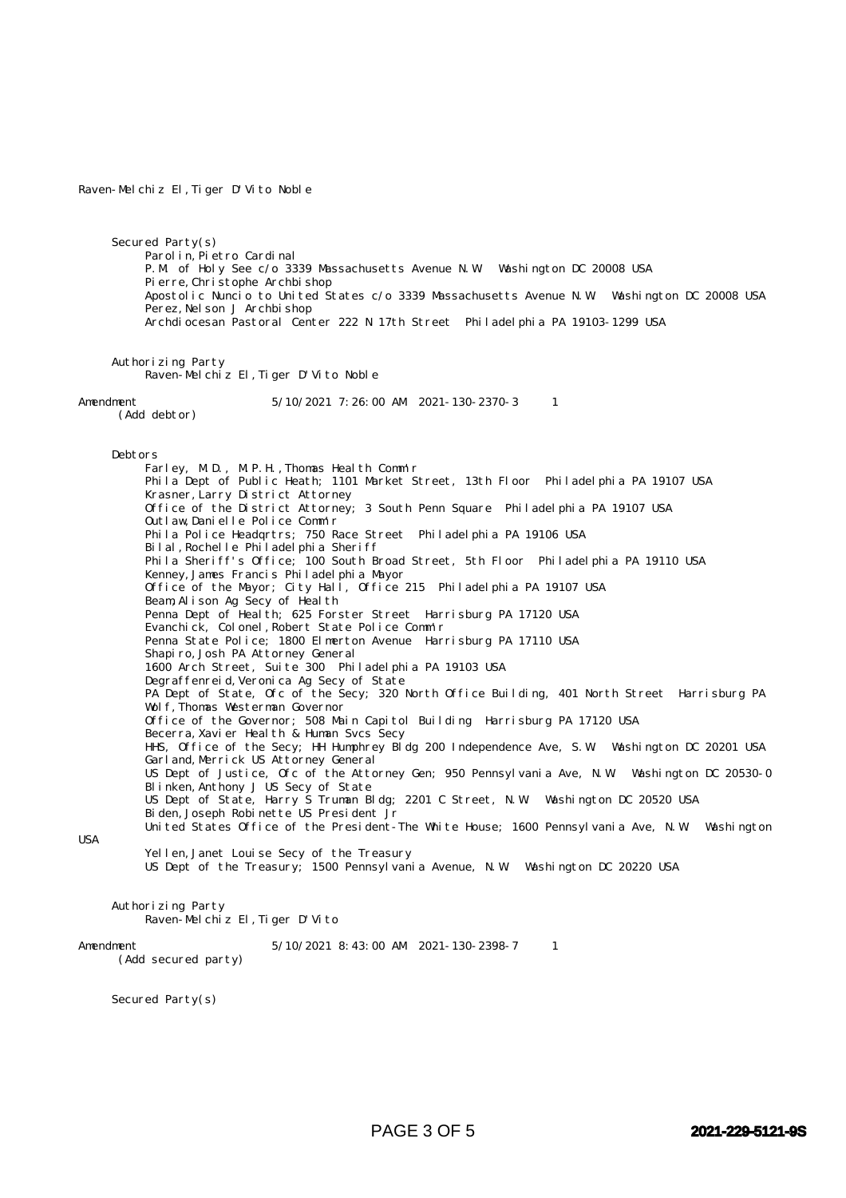Raven-Melchiz El, Tiger D'Vito Noble

Secured Party(s)

Parolin, Pietro Cardinal
P.M. of Holy See c/o 3339 Massachusetts Avenue N.W. Washington DC 20008 USA
Pierre, Christophe Archbishop
Apostolic Nuncio to United States c/o 3339 Massachusetts Avenue N.W. Washington DC 20008 USA
Perez, Nelson J Archbishop
Archdiocesan Pastoral Center 222 N 17th Street Philadelphia PA 19103-1299 USA

Authorizing Party

Raven-Melchiz El, Tiger D'Vito Noble

Amendment 5/10/2021 7:26:00 AM 2021-130-2370-3 1
(Add debtor)

Debtors

Farley, M.D., M.P.H., Thomas Health Comm'r
Phila Dept of Public Heath; 1101 Market Street, 13th Floor Philadelphia PA 19107 USA
Krasner, Larry District Attorney
Office of the District Attorney; 3 South Penn Square Philadelphia PA 19107 USA
Outlaw, Danielle Police Comm'r
Phila Police Headqrtrs; 750 Race Street Philadelphia PA 19106 USA
Bilal, Rochelle Philadelphia Sheriff
Phila Sheriff's Office; 100 South Broad Street, 5th Floor Philadelphia PA 19110 USA
Kenney, James Francis Philadelphia Mayor
Office of the Mayor; City Hall, Office 215 Philadelphia PA 19107 USA
Beam, Alison Ag Secy of Health
Penna Dept of Health; 625 Forster Street Harrisburg PA 17120 USA
Evanchick, Colonel, Robert State Police Comm'r
Penna State Police; 1800 Elmerton Avenue Harrisburg PA 17110 USA
Shapiro, Josh PA Attorney General
1600 Arch Street, Suite 300 Philadelphia PA 19103 USA
Degraffenreid, Veronica Ag Secy of State
PA Dept of State, Ofc of the Secy; 320 North Office Building, 401 North Street Harrisburg PA
Wolf, Thomas Westerman Governor
Office of the Governor; 508 Main Capitol Building Harrisburg PA 17120 USA
Becerra, Xavier Health & Human Svcs Secy
HHS, Office of the Secy; HH Humphrey Bldg 200 Independence Ave, S.W. Washington DC 20201 USA
Garland, Merrick US Attorney General
US Dept of Justice, Ofc of the Attorney Gen; 950 Pennsylvania Ave, N.W. Washington DC 20530-0
Blinken, Anthony J US Secy of State
US Dept of State, Harry S Truman Bldg; 2201 C Street, N.W. Washington DC 20520 USA
Biden, Joseph Robinette US President Jr
United States Office of the President-The White House; 1600 Pennsylvania Ave, N.W. Washington USA
Yellen, Janet Louise Secy of the Treasury
US Dept of the Treasury; 1500 Pennsylvania Avenue, N.W. Washington DC 20220 USA

Authorizing Party

Raven-Melchiz El, Tiger D'Vito

Amendment 5/10/2021 8:43:00 AM 2021-130-2398-7 1
(Add secured party)

Secured Party(s)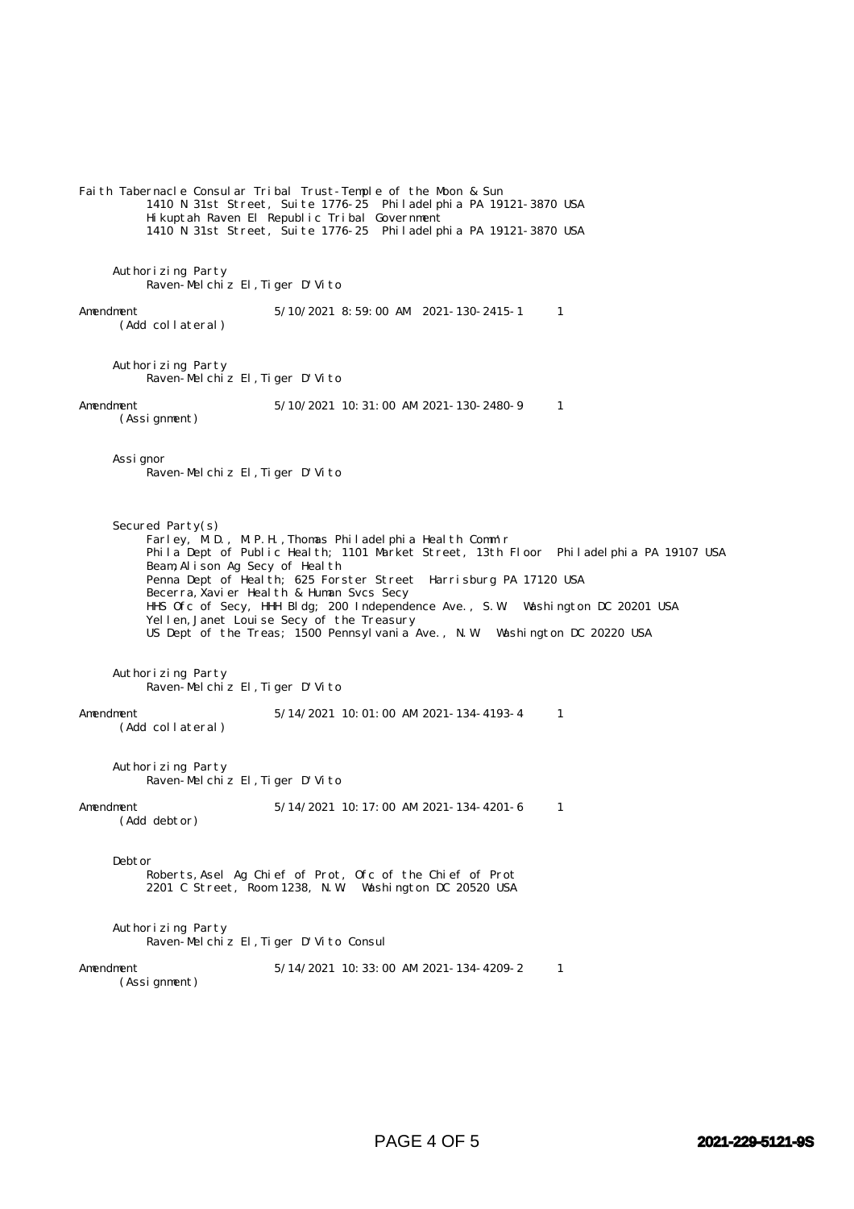Faith Tabernacle Consular Tribal Trust-Temple of the Moon & Sun
1410 N 31st Street, Suite 1776-25 Philadelphia PA 19121-3870 USA
Hikuptah Raven El Republic Tribal Government
1410 N 31st Street, Suite 1776-25 Philadelphia PA 19121-3870 USA

Authorizing Party
Raven-Melchiz El, Tiger D'Vito

Amendment 5/10/2021 8:59:00 AM 2021-130-2415-1 1
(Add collateral)

Authorizing Party
Raven-Melchiz El, Tiger D'Vito

Amendment 5/10/2021 10:31:00 AM 2021-130-2480-9 1
(Assignment)

Assignor
Raven-Melchiz El, Tiger D'Vito

Secured Party(s)
Farley, M.D., M.P.H., Thomas Philadelphia Health Comm'r
Phila Dept of Public Health; 1101 Market Street, 13th Floor Philadelphia PA 19107 USA
Beam, Alison Ag Secy of Health
Penna Dept of Health; 625 Forster Street Harrisburg PA 17120 USA
Becerra, Xavier Health & Human Svcs Secy
HHS Ofc of Secy, HHH Bldg; 200 Independence Ave., S.W. Washington DC 20201 USA
Yellen, Janet Louise Secy of the Treasury
US Dept of the Treas; 1500 Pennsylvania Ave., N.W. Washington DC 20220 USA

Authorizing Party
Raven-Melchiz El, Tiger D'Vito

Amendment 5/14/2021 10:01:00 AM 2021-134-4193-4 1
(Add collateral)

Authorizing Party
Raven-Melchiz El, Tiger D'Vito

Amendment 5/14/2021 10:17:00 AM 2021-134-4201-6 1
(Add debtor)

Debtor
Roberts, Asel Ag Chief of Prot, Ofc of the Chief of Prot
2201 C Street, Room 1238, N.W. Washington DC 20520 USA

Authorizing Party
Raven-Melchiz El, Tiger D'Vito Consul

Amendment 5/14/2021 10:33:00 AM 2021-134-4209-2 1
(Assignment)

2021-229-5121-9S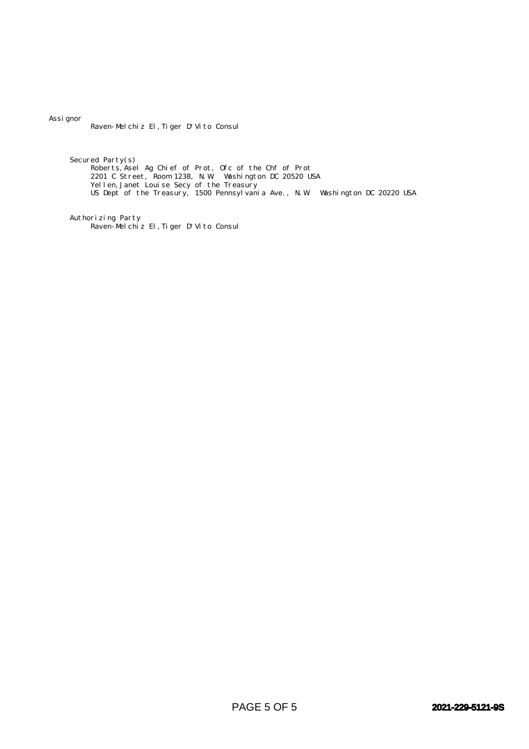Assignor

Raven-Melchiz El, Tiger D'Vito Consul

Secured Party(s)

Roberts, Asel Ag Chief of Prot, Ofc of the Chf of Prot
2201 C Street, Room 1238, N.W. Washington DC 20520 USA
Yellen, Janet Louise Secy of the Treasury
US Dept of the Treasury, 1500 Pennsylvania Ave., N.W. Washington DC 20220 USA

Authorizing Party

Raven-Melchiz El, Tiger D'Vito Consul

**2021-229-5121-9S**